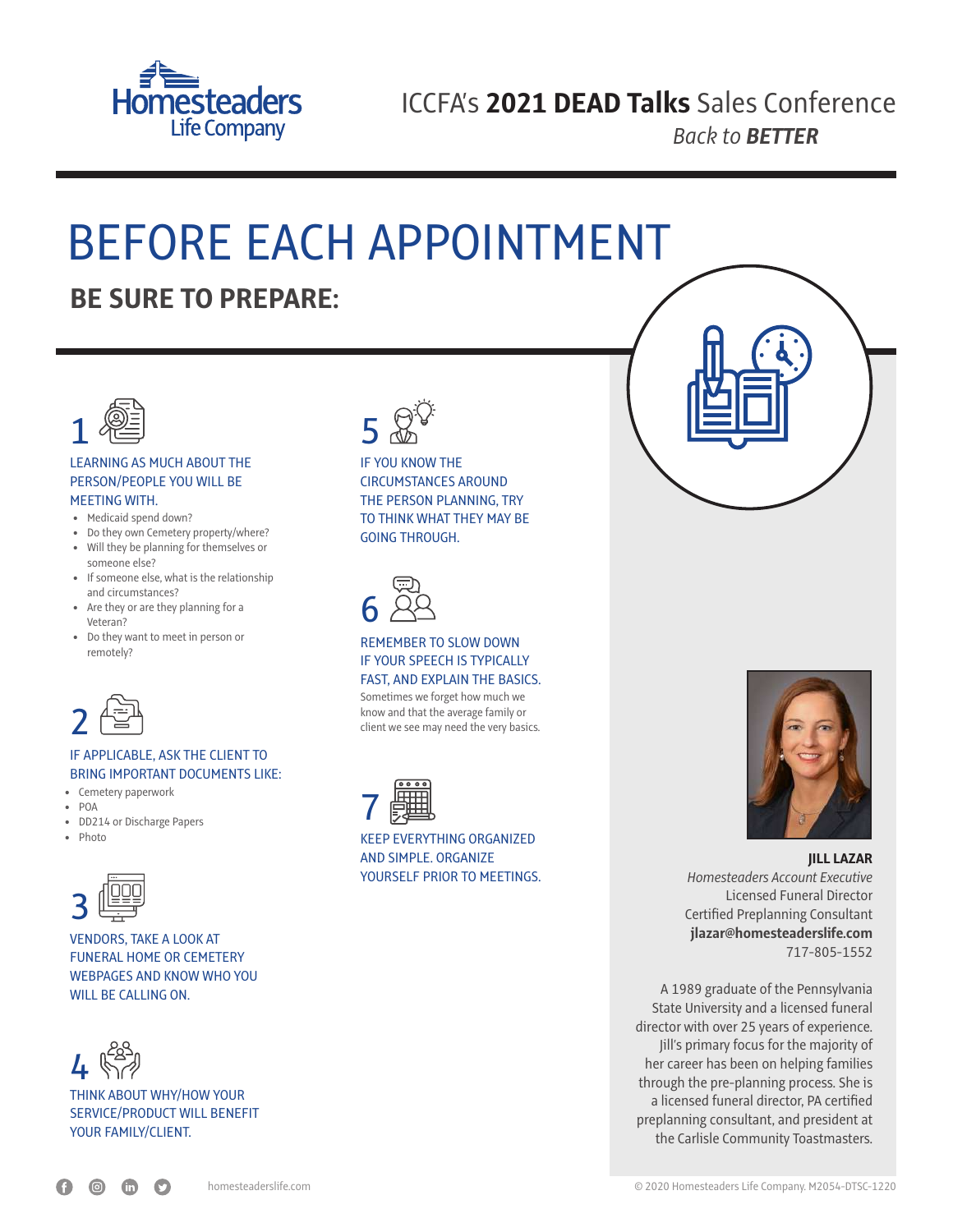# ICCFA's **2021 DEAD Talks** Sales Conference

*Back to **BETTER***

# BEFORE EACH APPOINTMENT

## BE SURE TO PREPARE:

### 1

LEARNING AS MUCH ABOUT THE PERSON/PEOPLE YOU WILL BE MEETING WITH.

- Medicaid spend down?
- Do they own Cemetery property/where?
- Will they be planning for themselves or someone else?
- If someone else, what is the relationship and circumstances?
- Are they or are they planning for a Veteran?
- Do they want to meet in person or remotely?

### 2

IF APPLICABLE, ASK THE CLIENT TO BRING IMPORTANT DOCUMENTS LIKE:

- Cemetery paperwork
- POA
- DD214 or Discharge Papers
- Photo

### 3

VENDORS, TAKE A LOOK AT FUNERAL HOME OR CEMETERY WEBPAGES AND KNOW WHO YOU WILL BE CALLING ON.

### 4

THINK ABOUT WHY/HOW YOUR SERVICE/PRODUCT WILL BENEFIT YOUR FAMILY/CLIENT.

### 5

IF YOU KNOW THE CIRCUMSTANCES AROUND THE PERSON PLANNING, TRY TO THINK WHAT THEY MAY BE GOING THROUGH.

### 6

REMEMBER TO SLOW DOWN IF YOUR SPEECH IS TYPICALLY FAST, AND EXPLAIN THE BASICS.

Sometimes we forget how much we know and that the average family or client we see may need the very basics.

### 7

KEEP EVERYTHING ORGANIZED AND SIMPLE. ORGANIZE YOURSELF PRIOR TO MEETINGS.

---

**JILL LAZAR**
*Homesteaders Account Executive*
Licensed Funeral Director
Certified Preplanning Consultant
**jlazar@homesteaderslife.com**
717-805-1552

A 1989 graduate of the Pennsylvania State University and a licensed funeral director with over 25 years of experience. Jill's primary focus for the majority of her career has been on helping families through the pre-planning process. She is a licensed funeral director, PA certified preplanning consultant, and president at the Carlisle Community Toastmasters.

homesteaderslife.com

© 2020 Homesteaders Life Company. M2054-DTSC-1220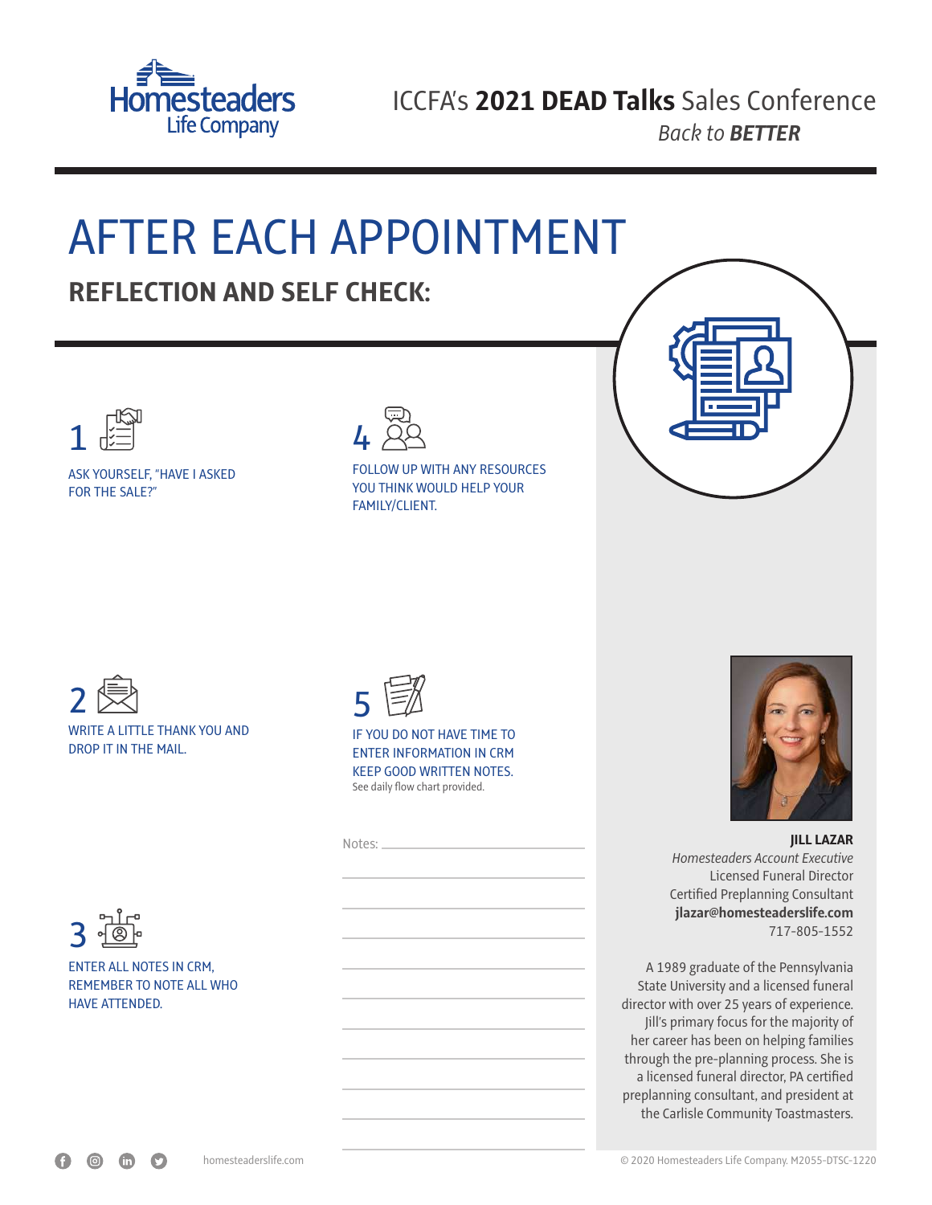Homesteaders Life Company

ICCFA's **2021 DEAD Talks** Sales Conference
*Back to **BETTER***

# AFTER EACH APPOINTMENT

## REFLECTION AND SELF CHECK:

1. ASK YOURSELF, "HAVE I ASKED FOR THE SALE?"

2. WRITE A LITTLE THANK YOU AND DROP IT IN THE MAIL.

3. ENTER ALL NOTES IN CRM, REMEMBER TO NOTE ALL WHO HAVE ATTENDED.

4. FOLLOW UP WITH ANY RESOURCES YOU THINK WOULD HELP YOUR FAMILY/CLIENT.

5. IF YOU DO NOT HAVE TIME TO ENTER INFORMATION IN CRM KEEP GOOD WRITTEN NOTES.
See daily flow chart provided.

Notes: ______________________________

**JILL LAZAR**
*Homesteaders Account Executive*
Licensed Funeral Director
Certified Preplanning Consultant
**jlazar@homesteaderslife.com**
717-805-1552

A 1989 graduate of the Pennsylvania State University and a licensed funeral director with over 25 years of experience. Jill's primary focus for the majority of her career has been on helping families through the pre-planning process. She is a licensed funeral director, PA certified preplanning consultant, and president at the Carlisle Community Toastmasters.

homesteaderslife.com

© 2020 Homesteaders Life Company. M2055-DTSC-1220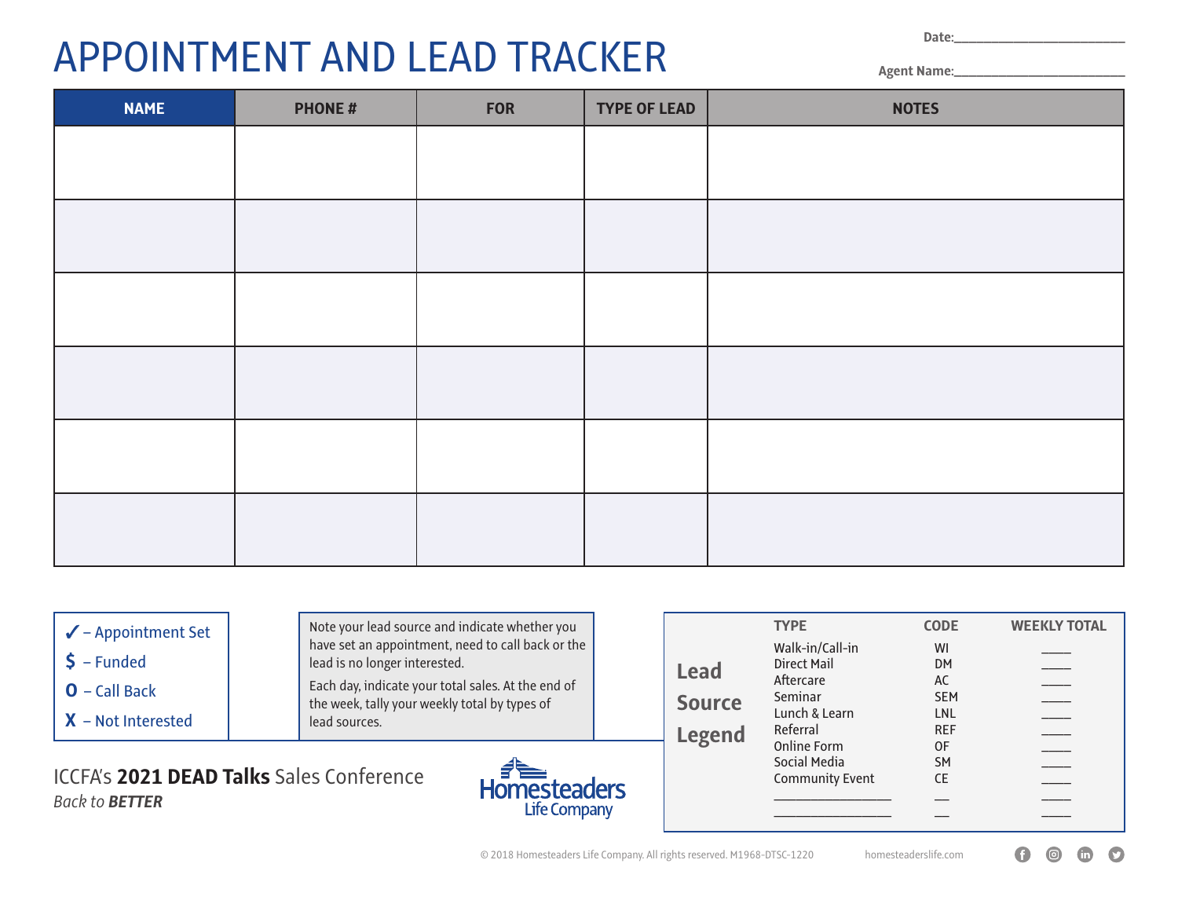# APPOINTMENT AND LEAD TRACKER

Date:_______________________

Agent Name:_______________________

| NAME | PHONE # | FOR | TYPE OF LEAD | NOTES |
|---|---|---|---|---|
| | | | | |
| | | | | |
| | | | | |
| | | | | |
| | | | | |
| | | | | |

✓ – Appointment Set
$ – Funded
O – Call Back
X – Not Interested

Note your lead source and indicate whether you have set an appointment, need to call back or the lead is no longer interested.

Each day, indicate your total sales. At the end of the week, tally your weekly total by types of lead sources.

**Lead Source Legend**

| TYPE | CODE | WEEKLY TOTAL |
|---|---|---|
| Walk-in/Call-in | WI | ____ |
| Direct Mail | DM | ____ |
| Aftercare | AC | ____ |
| Seminar | SEM | ____ |
| Lunch & Learn | LNL | ____ |
| Referral | REF | ____ |
| Online Form | OF | ____ |
| Social Media | SM | ____ |
| Community Event | CE | ____ |
| _______________ | __ | ____ |
| _______________ | __ | ____ |

ICCFA's **2021 DEAD Talks** Sales Conference
*Back to* ***BETTER***

Homesteaders Life Company

© 2018 Homesteaders Life Company. All rights reserved. M1968-DTSC-1220 homesteaderslife.com